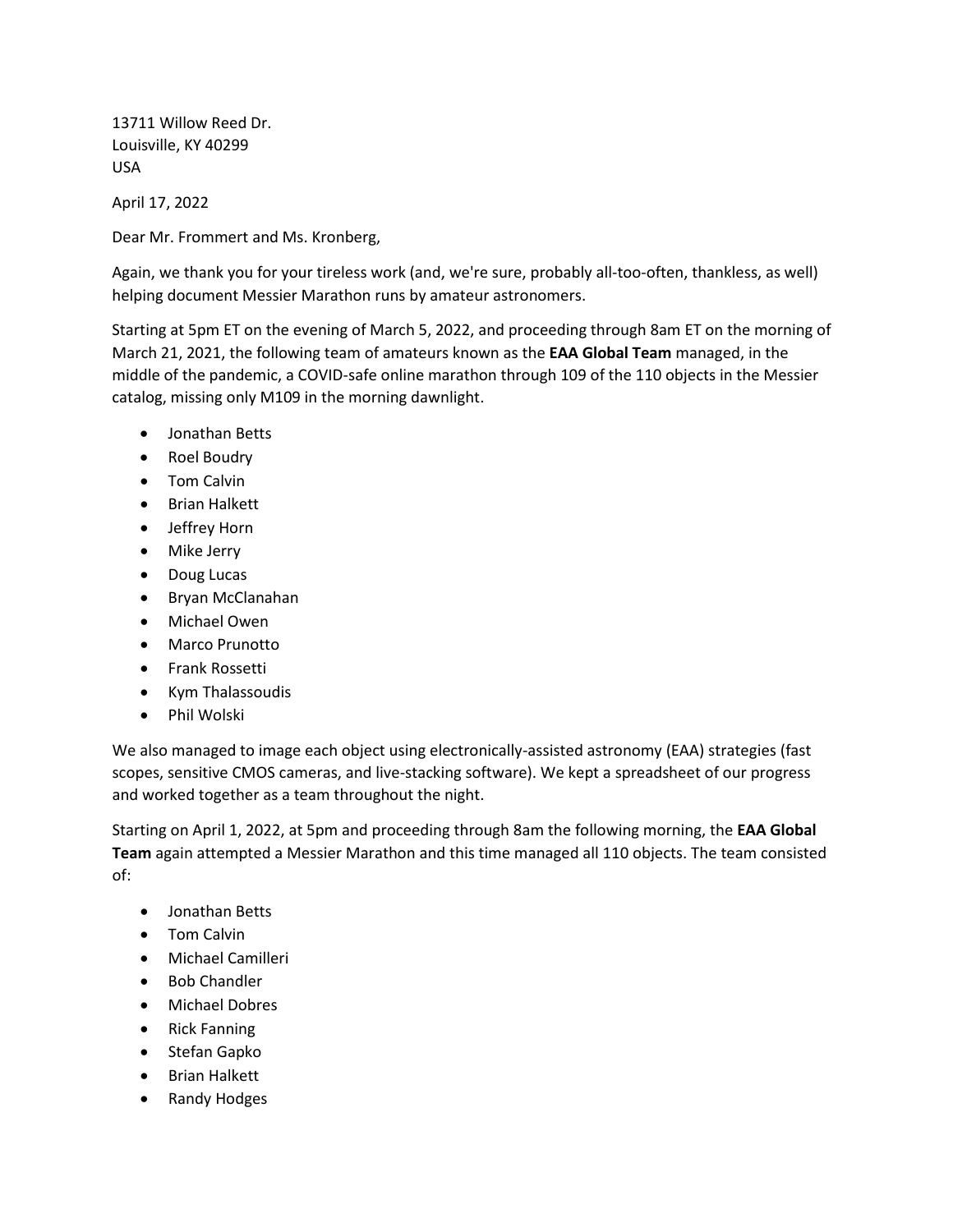13711 Willow Reed Dr.
Louisville, KY 40299
USA

April 17, 2022

Dear Mr. Frommert and Ms. Kronberg,

Again, we thank you for your tireless work (and, we're sure, probably all-too-often, thankless, as well) helping document Messier Marathon runs by amateur astronomers.

Starting at 5pm ET on the evening of March 5, 2022, and proceeding through 8am ET on the morning of March 21, 2021, the following team of amateurs known as the **EAA Global Team** managed, in the middle of the pandemic, a COVID-safe online marathon through 109 of the 110 objects in the Messier catalog, missing only M109 in the morning dawnlight.

- Jonathan Betts
- Roel Boudry
- Tom Calvin
- Brian Halkett
- Jeffrey Horn
- Mike Jerry
- Doug Lucas
- Bryan McClanahan
- Michael Owen
- Marco Prunotto
- Frank Rossetti
- Kym Thalassoudis
- Phil Wolski

We also managed to image each object using electronically-assisted astronomy (EAA) strategies (fast scopes, sensitive CMOS cameras, and live-stacking software). We kept a spreadsheet of our progress and worked together as a team throughout the night.

Starting on April 1, 2022, at 5pm and proceeding through 8am the following morning, the **EAA Global Team** again attempted a Messier Marathon and this time managed all 110 objects. The team consisted of:

- Jonathan Betts
- Tom Calvin
- Michael Camilleri
- Bob Chandler
- Michael Dobres
- Rick Fanning
- Stefan Gapko
- Brian Halkett
- Randy Hodges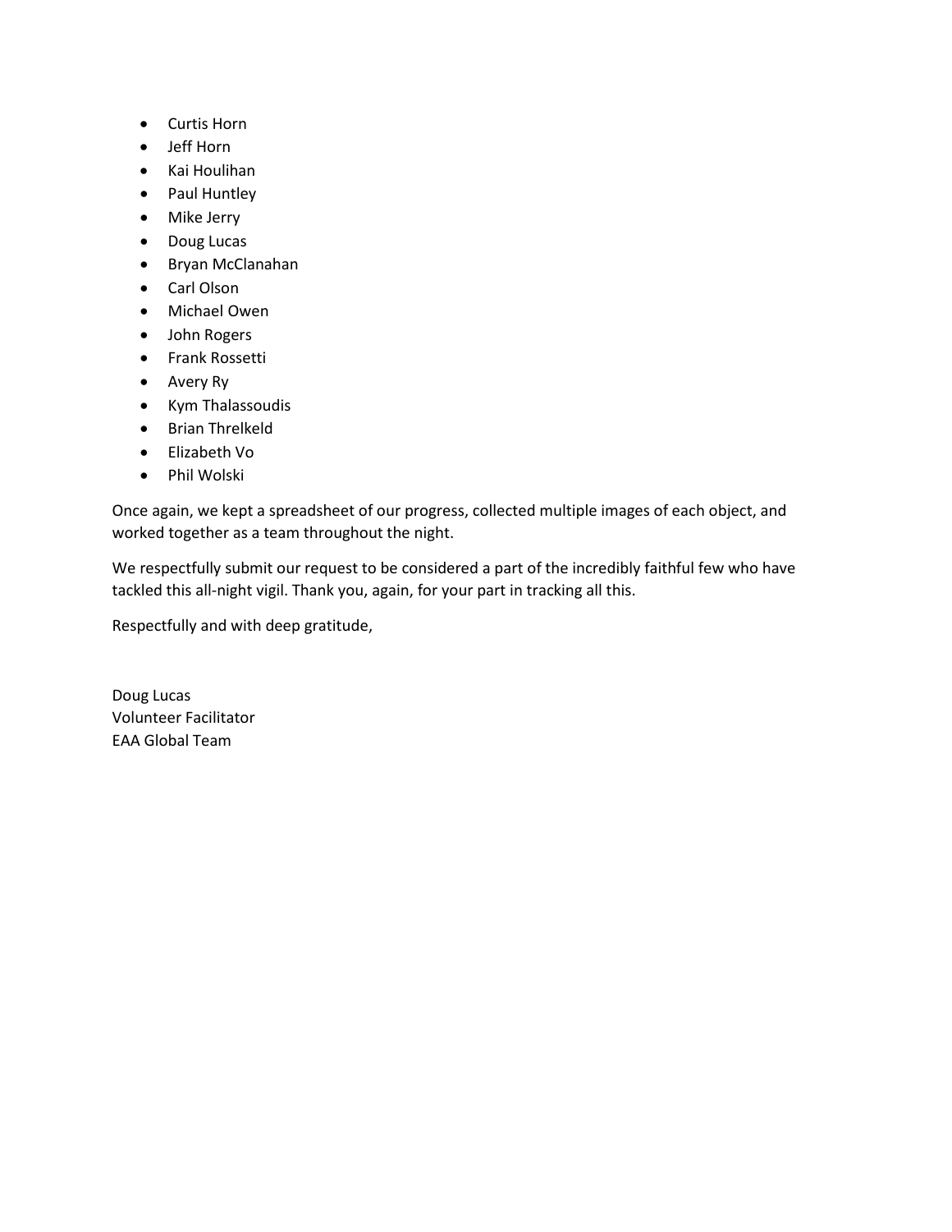- Curtis Horn
- Jeff Horn
- Kai Houlihan
- Paul Huntley
- Mike Jerry
- Doug Lucas
- Bryan McClanahan
- Carl Olson
- Michael Owen
- John Rogers
- Frank Rossetti
- Avery Ry
- Kym Thalassoudis
- Brian Threlkeld
- Elizabeth Vo
- Phil Wolski

Once again, we kept a spreadsheet of our progress, collected multiple images of each object, and worked together as a team throughout the night.

We respectfully submit our request to be considered a part of the incredibly faithful few who have tackled this all-night vigil. Thank you, again, for your part in tracking all this.

Respectfully and with deep gratitude,

Doug Lucas
Volunteer Facilitator
EAA Global Team